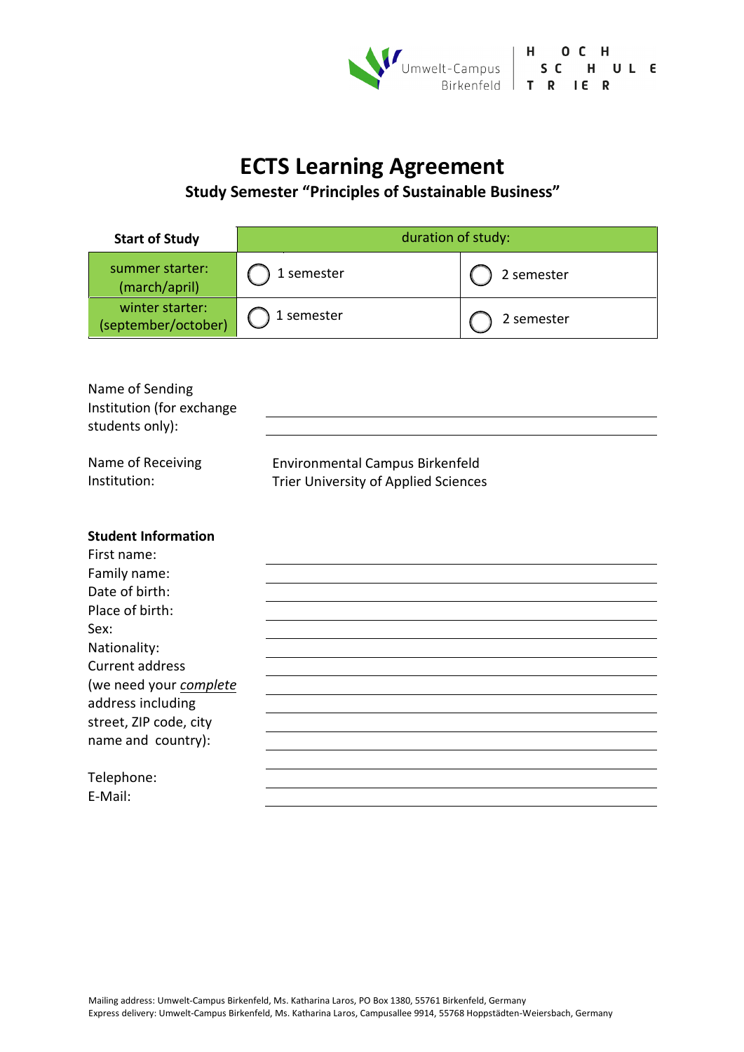# ECTS Learning Agreement

## Study Semester "Principles of Sustainable Business"

| Start of Study | duration of study: | |
|---|---|---|
| summer starter: (march/april) | ◯ 1 semester | ◯ 2 semester |
| winter starter: (september/october) | ◯ 1 semester | ◯ 2 semester |

Name of Sending Institution (for exchange students only): ______________________________

Name of Receiving Institution: Environmental Campus Birkenfeld
Trier University of Applied Sciences

**Student Information**

First name: ______________________________

Family name: ______________________________

Date of birth: ______________________________

Place of birth: ______________________________

Sex: ______________________________

Nationality: ______________________________

Current address (we need your *complete* address including street, ZIP code, city name and country): ______________________________

Telephone: ______________________________

E-Mail: ______________________________

Mailing address: Umwelt-Campus Birkenfeld, Ms. Katharina Laros, PO Box 1380, 55761 Birkenfeld, Germany
Express delivery: Umwelt-Campus Birkenfeld, Ms. Katharina Laros, Campusallee 9914, 55768 Hoppstädten-Weiersbach, Germany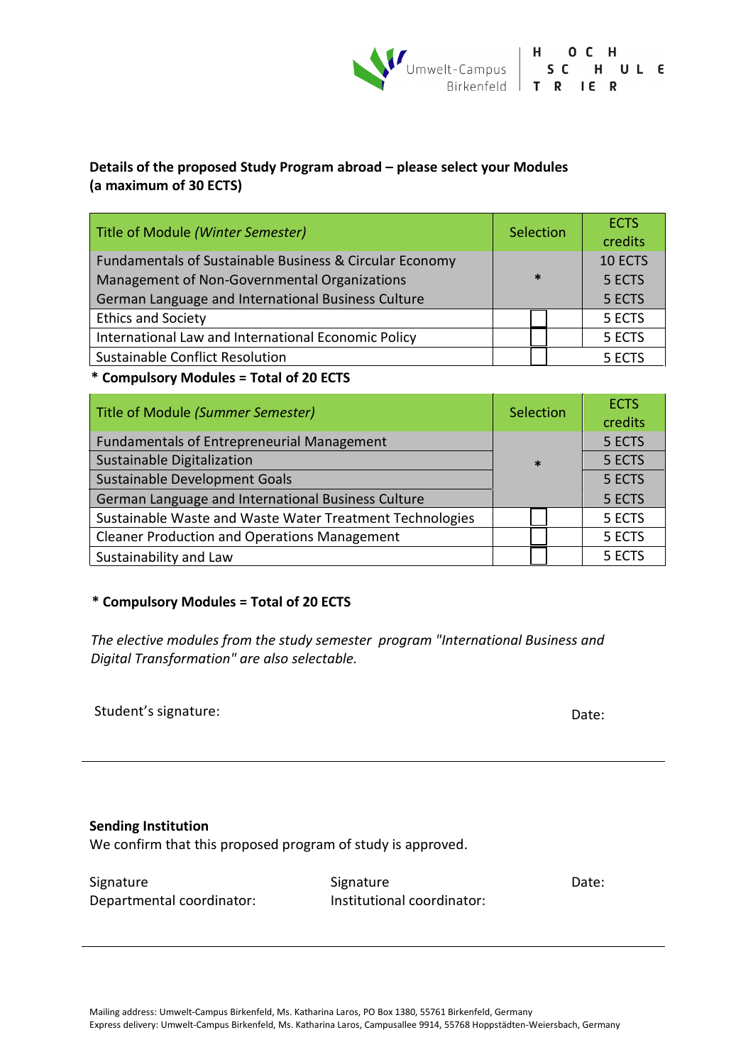**Details of the proposed Study Program abroad – please select your Modules (a maximum of 30 ECTS)**

| Title of Module *(Winter Semester)* | Selection | ECTS credits |
|---|---|---|
| Fundamentals of Sustainable Business & Circular Economy | * | 10 ECTS |
| Management of Non-Governmental Organizations | * | 5 ECTS |
| German Language and International Business Culture | * | 5 ECTS |
| Ethics and Society | ☐ | 5 ECTS |
| International Law and International Economic Policy | ☐ | 5 ECTS |
| Sustainable Conflict Resolution | ☐ | 5 ECTS |

**\* Compulsory Modules = Total of 20 ECTS**

| Title of Module *(Summer Semester)* | Selection | ECTS credits |
|---|---|---|
| Fundamentals of Entrepreneurial Management | * | 5 ECTS |
| Sustainable Digitalization | * | 5 ECTS |
| Sustainable Development Goals | * | 5 ECTS |
| German Language and International Business Culture | * | 5 ECTS |
| Sustainable Waste and Waste Water Treatment Technologies | ☐ | 5 ECTS |
| Cleaner Production and Operations Management | ☐ | 5 ECTS |
| Sustainability and Law | ☐ | 5 ECTS |

**\* Compulsory Modules = Total of 20 ECTS**

*The elective modules from the study semester program "International Business and Digital Transformation" are also selectable.*

Student's signature: Date:

---

**Sending Institution**

We confirm that this proposed program of study is approved.

Signature Departmental coordinator: Signature Institutional coordinator: Date:

---

Mailing address: Umwelt-Campus Birkenfeld, Ms. Katharina Laros, PO Box 1380, 55761 Birkenfeld, Germany
Express delivery: Umwelt-Campus Birkenfeld, Ms. Katharina Laros, Campusallee 9914, 55768 Hoppstädten-Weiersbach, Germany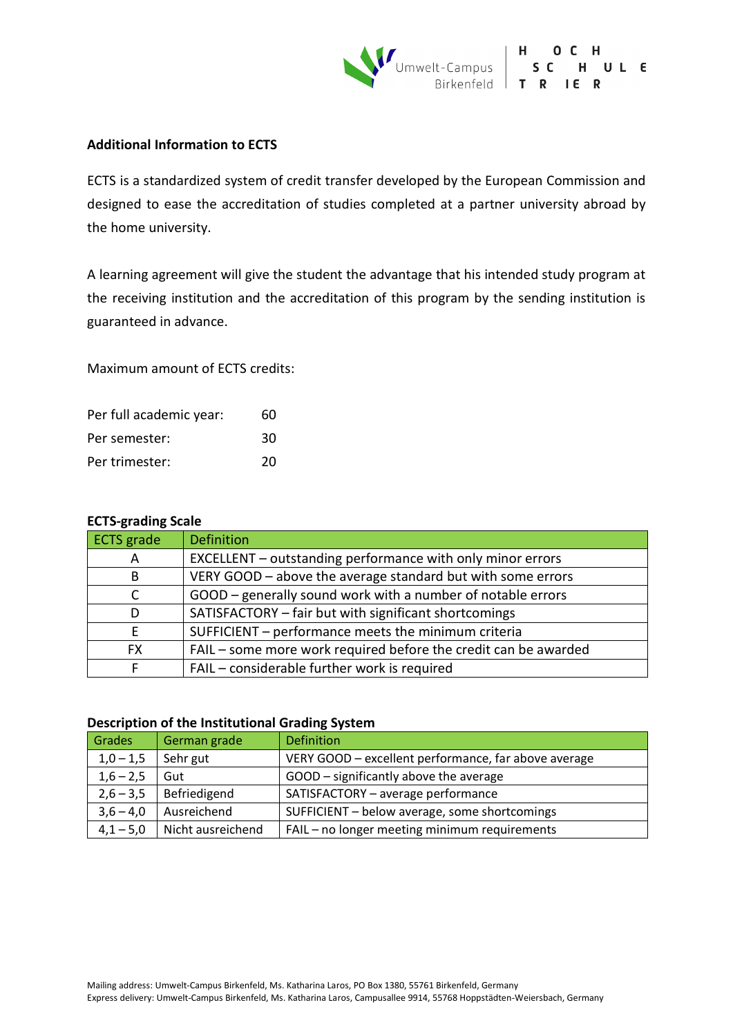**Additional Information to ECTS**

ECTS is a standardized system of credit transfer developed by the European Commission and designed to ease the accreditation of studies completed at a partner university abroad by the home university.

A learning agreement will give the student the advantage that his intended study program at the receiving institution and the accreditation of this program by the sending institution is guaranteed in advance.

Maximum amount of ECTS credits:

| | |
|---|---|
| Per full academic year: | 60 |
| Per semester: | 30 |
| Per trimester: | 20 |

**ECTS-grading Scale**

| ECTS grade | Definition |
|---|---|
| A | EXCELLENT – outstanding performance with only minor errors |
| B | VERY GOOD – above the average standard but with some errors |
| C | GOOD – generally sound work with a number of notable errors |
| D | SATISFACTORY – fair but with significant shortcomings |
| E | SUFFICIENT – performance meets the minimum criteria |
| FX | FAIL – some more work required before the credit can be awarded |
| F | FAIL – considerable further work is required |

**Description of the Institutional Grading System**

| Grades | German grade | Definition |
|---|---|---|
| 1,0 – 1,5 | Sehr gut | VERY GOOD – excellent performance, far above average |
| 1,6 – 2,5 | Gut | GOOD – significantly above the average |
| 2,6 – 3,5 | Befriedigend | SATISFACTORY – average performance |
| 3,6 – 4,0 | Ausreichend | SUFFICIENT – below average, some shortcomings |
| 4,1 – 5,0 | Nicht ausreichend | FAIL – no longer meeting minimum requirements |

Mailing address: Umwelt-Campus Birkenfeld, Ms. Katharina Laros, PO Box 1380, 55761 Birkenfeld, Germany
Express delivery: Umwelt-Campus Birkenfeld, Ms. Katharina Laros, Campusallee 9914, 55768 Hoppstädten-Weiersbach, Germany